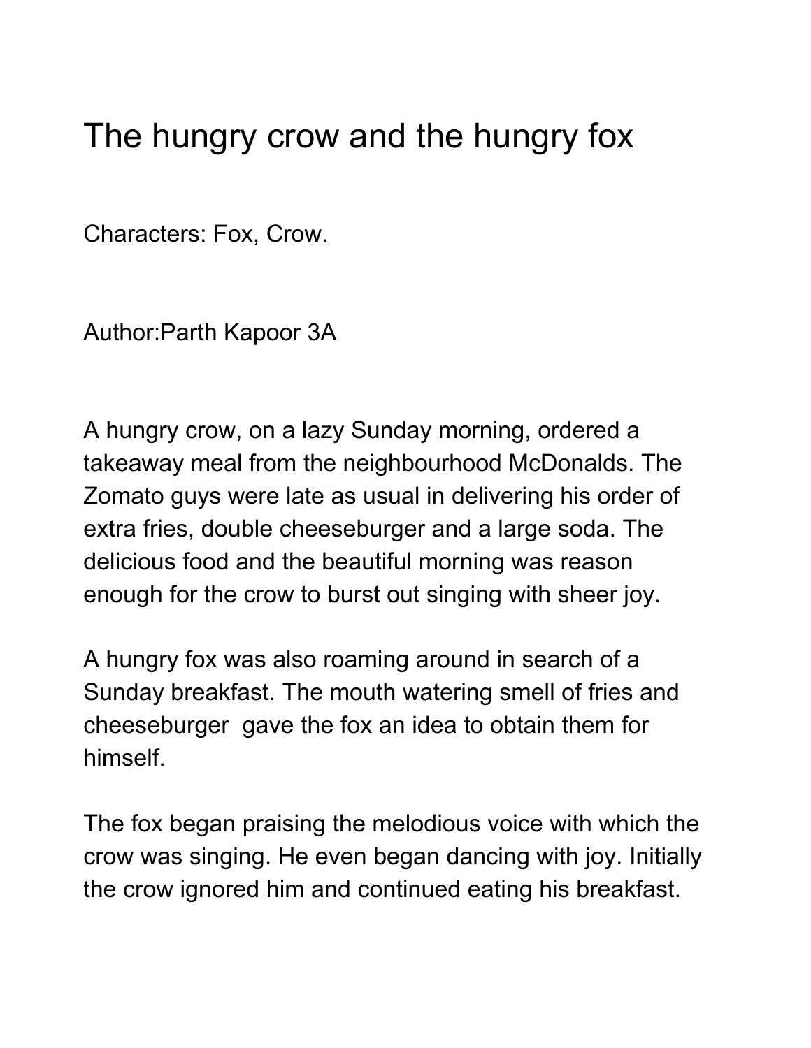# The hungry crow and the hungry fox

Characters: Fox, Crow.

Author:Parth Kapoor 3A

A hungry crow, on a lazy Sunday morning, ordered a takeaway meal from the neighbourhood McDonalds. The Zomato guys were late as usual in delivering his order of extra fries, double cheeseburger and a large soda. The delicious food and the beautiful morning was reason enough for the crow to burst out singing with sheer joy.

A hungry fox was also roaming around in search of a Sunday breakfast. The mouth watering smell of fries and cheeseburger gave the fox an idea to obtain them for himself.

The fox began praising the melodious voice with which the crow was singing. He even began dancing with joy. Initially the crow ignored him and continued eating his breakfast.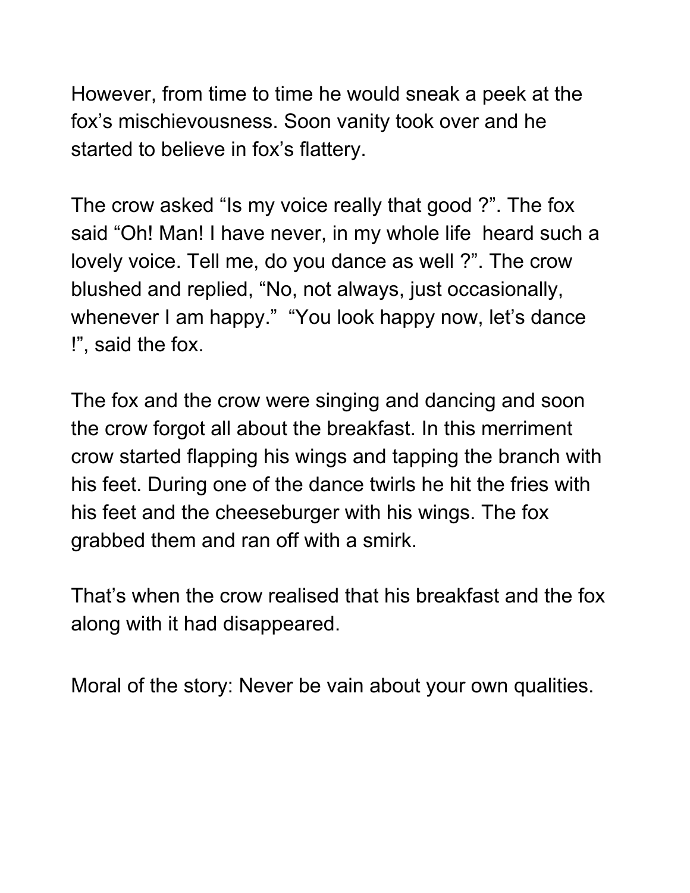However, from time to time he would sneak a peek at the fox's mischievousness. Soon vanity took over and he started to believe in fox's flattery.

The crow asked "Is my voice really that good ?". The fox said "Oh! Man! I have never, in my whole life heard such a lovely voice. Tell me, do you dance as well ?". The crow blushed and replied, "No, not always, just occasionally, whenever I am happy." "You look happy now, let's dance !", said the fox.

The fox and the crow were singing and dancing and soon the crow forgot all about the breakfast. In this merriment crow started flapping his wings and tapping the branch with his feet. During one of the dance twirls he hit the fries with his feet and the cheeseburger with his wings. The fox grabbed them and ran off with a smirk.

That's when the crow realised that his breakfast and the fox along with it had disappeared.

Moral of the story: Never be vain about your own qualities.